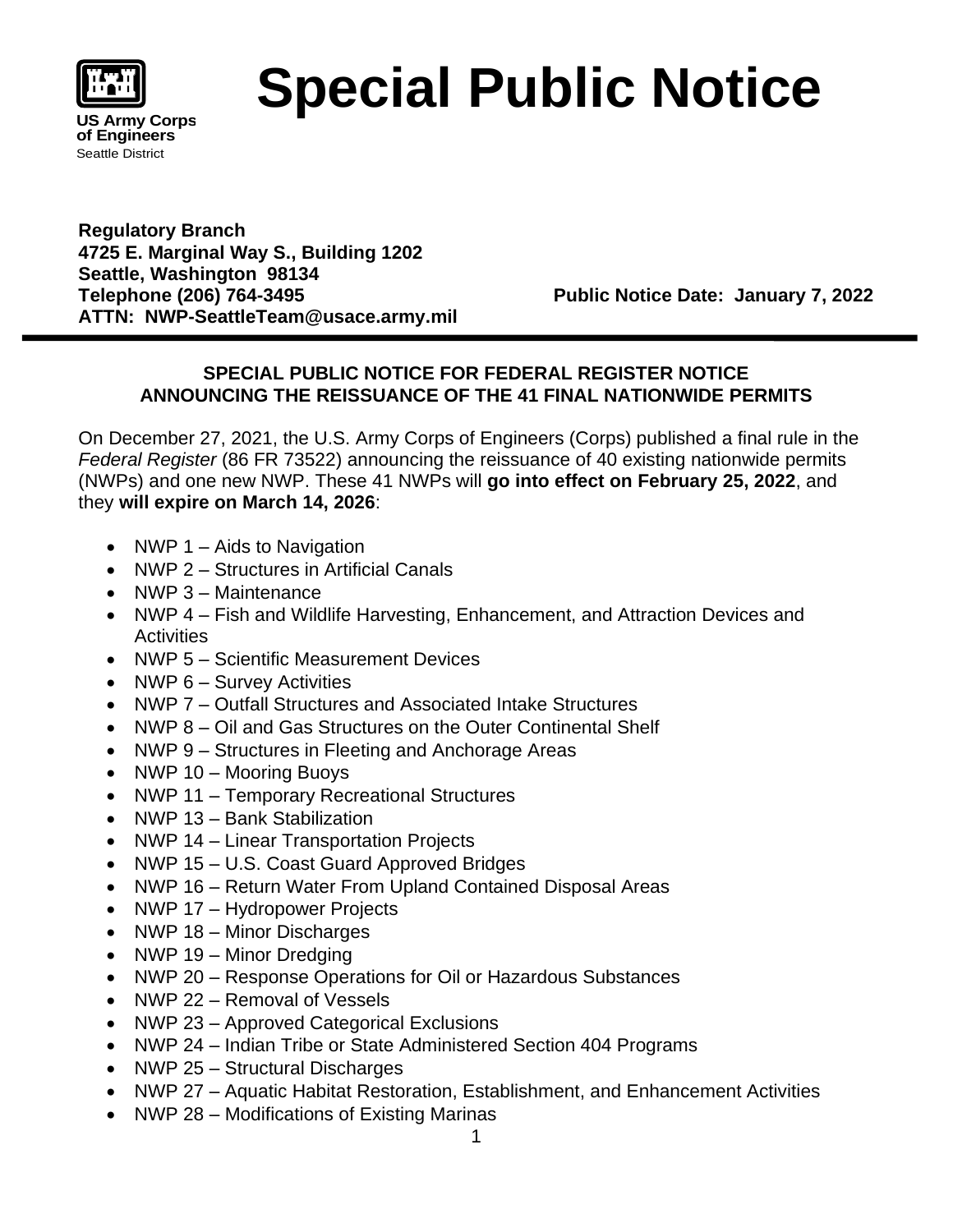US Army Corps of Engineers
Seattle District

# Special Public Notice

**Regulatory Branch**
**4725 E. Marginal Way S., Building 1202**
**Seattle, Washington 98134**
**Telephone (206) 764-3495**
**ATTN: NWP-SeattleTeam@usace.army.mil**

**Public Notice Date: January 7, 2022**

---

## SPECIAL PUBLIC NOTICE FOR FEDERAL REGISTER NOTICE ANNOUNCING THE REISSUANCE OF THE 41 FINAL NATIONWIDE PERMITS

On December 27, 2021, the U.S. Army Corps of Engineers (Corps) published a final rule in the *Federal Register* (86 FR 73522) announcing the reissuance of 40 existing nationwide permits (NWPs) and one new NWP. These 41 NWPs will **go into effect on February 25, 2022**, and they **will expire on March 14, 2026**:

- NWP 1 – Aids to Navigation
- NWP 2 – Structures in Artificial Canals
- NWP 3 – Maintenance
- NWP 4 – Fish and Wildlife Harvesting, Enhancement, and Attraction Devices and Activities
- NWP 5 – Scientific Measurement Devices
- NWP 6 – Survey Activities
- NWP 7 – Outfall Structures and Associated Intake Structures
- NWP 8 – Oil and Gas Structures on the Outer Continental Shelf
- NWP 9 – Structures in Fleeting and Anchorage Areas
- NWP 10 – Mooring Buoys
- NWP 11 – Temporary Recreational Structures
- NWP 13 – Bank Stabilization
- NWP 14 – Linear Transportation Projects
- NWP 15 – U.S. Coast Guard Approved Bridges
- NWP 16 – Return Water From Upland Contained Disposal Areas
- NWP 17 – Hydropower Projects
- NWP 18 – Minor Discharges
- NWP 19 – Minor Dredging
- NWP 20 – Response Operations for Oil or Hazardous Substances
- NWP 22 – Removal of Vessels
- NWP 23 – Approved Categorical Exclusions
- NWP 24 – Indian Tribe or State Administered Section 404 Programs
- NWP 25 – Structural Discharges
- NWP 27 – Aquatic Habitat Restoration, Establishment, and Enhancement Activities
- NWP 28 – Modifications of Existing Marinas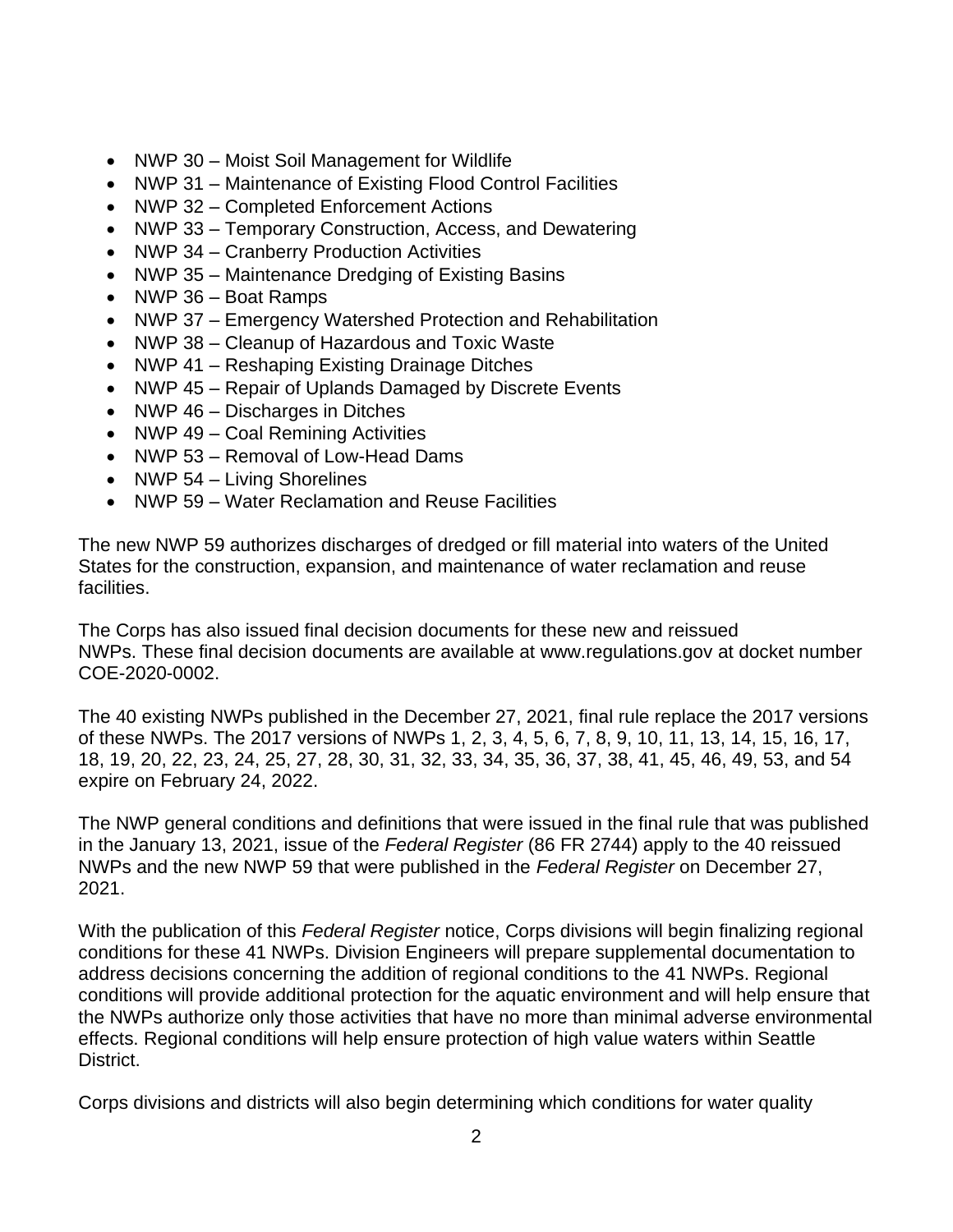- NWP 30 – Moist Soil Management for Wildlife
- NWP 31 – Maintenance of Existing Flood Control Facilities
- NWP 32 – Completed Enforcement Actions
- NWP 33 – Temporary Construction, Access, and Dewatering
- NWP 34 – Cranberry Production Activities
- NWP 35 – Maintenance Dredging of Existing Basins
- NWP 36 – Boat Ramps
- NWP 37 – Emergency Watershed Protection and Rehabilitation
- NWP 38 – Cleanup of Hazardous and Toxic Waste
- NWP 41 – Reshaping Existing Drainage Ditches
- NWP 45 – Repair of Uplands Damaged by Discrete Events
- NWP 46 – Discharges in Ditches
- NWP 49 – Coal Remining Activities
- NWP 53 – Removal of Low-Head Dams
- NWP 54 – Living Shorelines
- NWP 59 – Water Reclamation and Reuse Facilities

The new NWP 59 authorizes discharges of dredged or fill material into waters of the United States for the construction, expansion, and maintenance of water reclamation and reuse facilities.

The Corps has also issued final decision documents for these new and reissued NWPs. These final decision documents are available at www.regulations.gov at docket number COE-2020-0002.

The 40 existing NWPs published in the December 27, 2021, final rule replace the 2017 versions of these NWPs. The 2017 versions of NWPs 1, 2, 3, 4, 5, 6, 7, 8, 9, 10, 11, 13, 14, 15, 16, 17, 18, 19, 20, 22, 23, 24, 25, 27, 28, 30, 31, 32, 33, 34, 35, 36, 37, 38, 41, 45, 46, 49, 53, and 54 expire on February 24, 2022.

The NWP general conditions and definitions that were issued in the final rule that was published in the January 13, 2021, issue of the *Federal Register* (86 FR 2744) apply to the 40 reissued NWPs and the new NWP 59 that were published in the *Federal Register* on December 27, 2021.

With the publication of this *Federal Register* notice, Corps divisions will begin finalizing regional conditions for these 41 NWPs. Division Engineers will prepare supplemental documentation to address decisions concerning the addition of regional conditions to the 41 NWPs. Regional conditions will provide additional protection for the aquatic environment and will help ensure that the NWPs authorize only those activities that have no more than minimal adverse environmental effects. Regional conditions will help ensure protection of high value waters within Seattle District.

Corps divisions and districts will also begin determining which conditions for water quality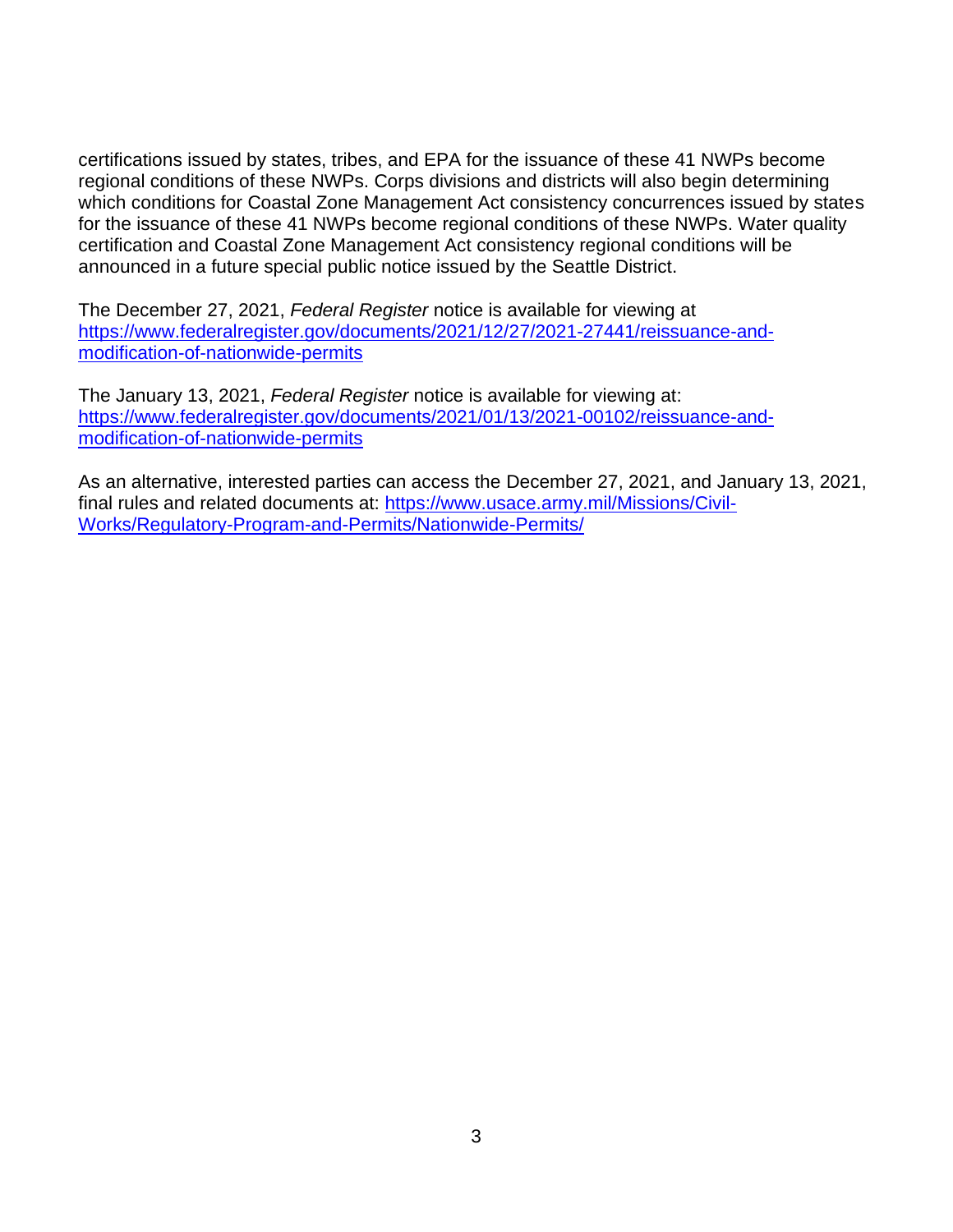certifications issued by states, tribes, and EPA for the issuance of these 41 NWPs become regional conditions of these NWPs. Corps divisions and districts will also begin determining which conditions for Coastal Zone Management Act consistency concurrences issued by states for the issuance of these 41 NWPs become regional conditions of these NWPs. Water quality certification and Coastal Zone Management Act consistency regional conditions will be announced in a future special public notice issued by the Seattle District.

The December 27, 2021, *Federal Register* notice is available for viewing at https://www.federalregister.gov/documents/2021/12/27/2021-27441/reissuance-and-modification-of-nationwide-permits

The January 13, 2021, *Federal Register* notice is available for viewing at: https://www.federalregister.gov/documents/2021/01/13/2021-00102/reissuance-and-modification-of-nationwide-permits

As an alternative, interested parties can access the December 27, 2021, and January 13, 2021, final rules and related documents at: https://www.usace.army.mil/Missions/Civil-Works/Regulatory-Program-and-Permits/Nationwide-Permits/